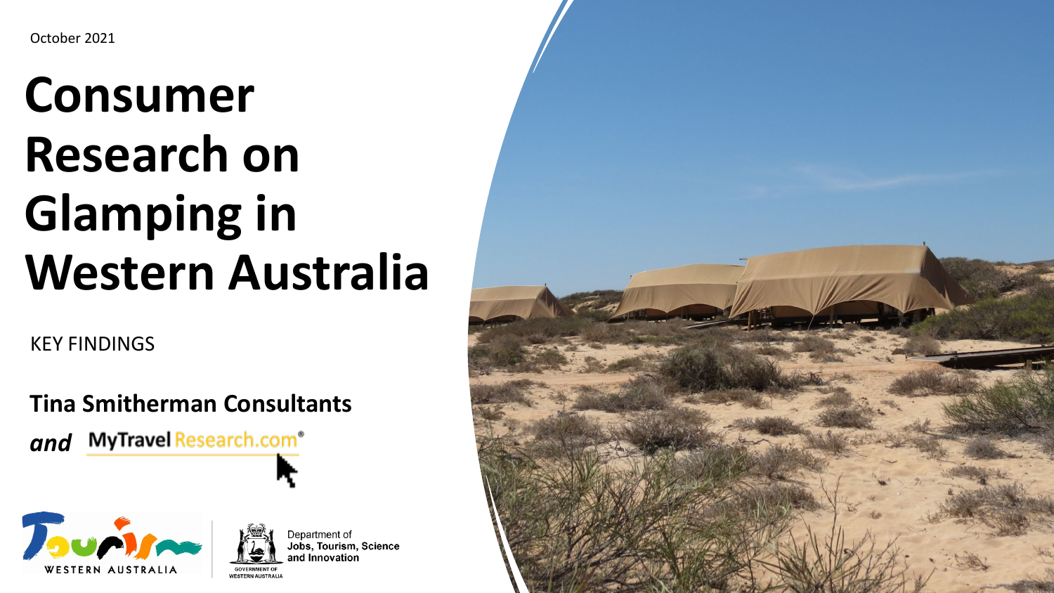October 2021

# Consumer Research on Glamping in Western Australia

KEY FINDINGS

**Tina Smitherman Consultants**

***and*** MyTravel Research.com®

Tourism WESTERN AUSTRALIA

Department of Jobs, Tourism, Science and Innovation

GOVERNMENT OF WESTERN AUSTRALIA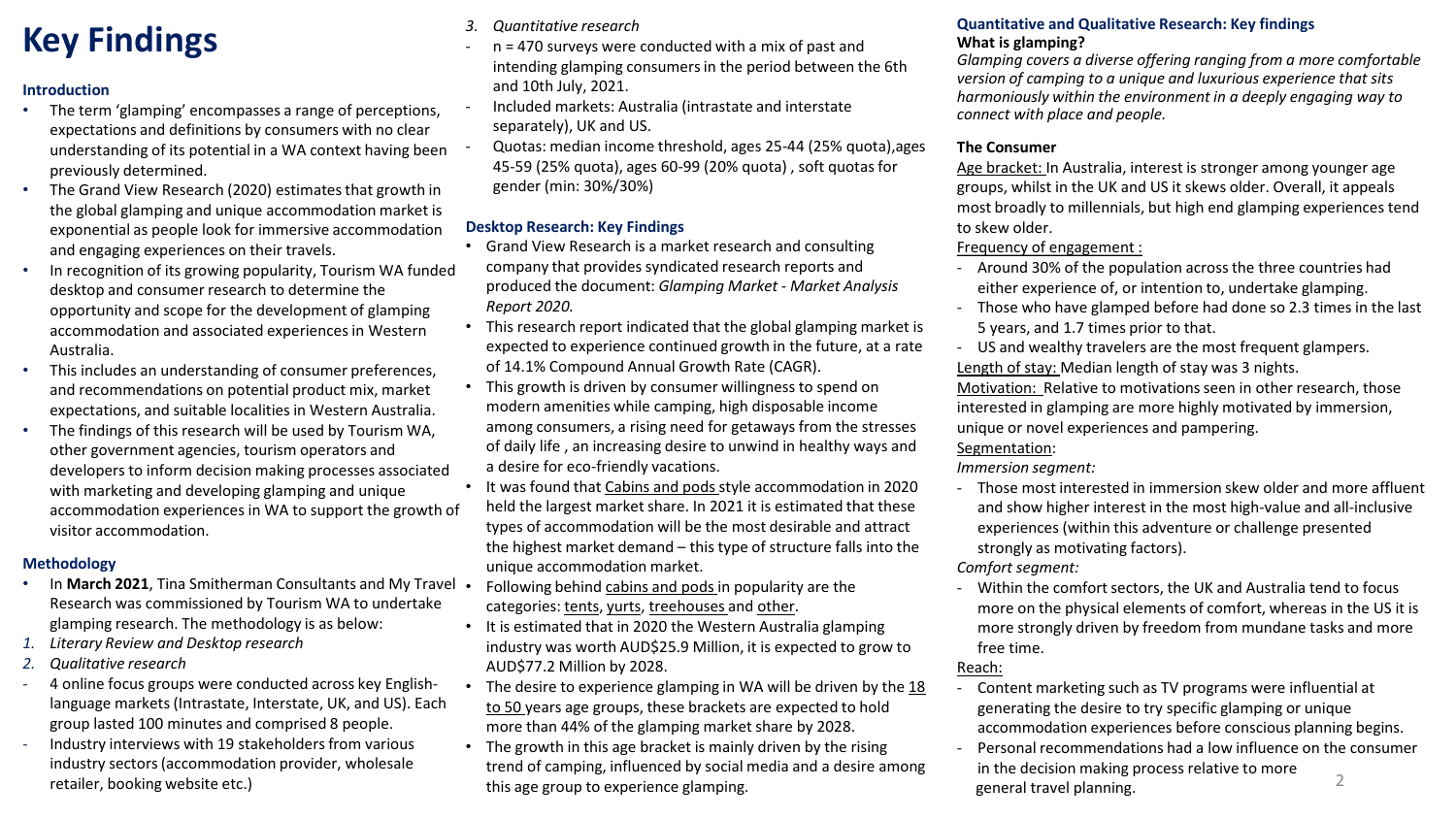# Key Findings

### Introduction

- The term 'glamping' encompasses a range of perceptions, expectations and definitions by consumers with no clear understanding of its potential in a WA context having been previously determined.
- The Grand View Research (2020) estimates that growth in the global glamping and unique accommodation market is exponential as people look for immersive accommodation and engaging experiences on their travels.
- In recognition of its growing popularity, Tourism WA funded desktop and consumer research to determine the opportunity and scope for the development of glamping accommodation and associated experiences in Western Australia.
- This includes an understanding of consumer preferences, and recommendations on potential product mix, market expectations, and suitable localities in Western Australia.
- The findings of this research will be used by Tourism WA, other government agencies, tourism operators and developers to inform decision making processes associated with marketing and developing glamping and unique accommodation experiences in WA to support the growth of visitor accommodation.

### Methodology

- In **March 2021**, Tina Smitherman Consultants and My Travel Research was commissioned by Tourism WA to undertake glamping research. The methodology is as below:

1. *Literary Review and Desktop research*
2. *Qualitative research*
   - 4 online focus groups were conducted across key English-language markets (Intrastate, Interstate, UK, and US). Each group lasted 100 minutes and comprised 8 people.
   - Industry interviews with 19 stakeholders from various industry sectors (accommodation provider, wholesale retailer, booking website etc.)
3. *Quantitative research*
   - n = 470 surveys were conducted with a mix of past and intending glamping consumers in the period between the 6th and 10th July, 2021.
   - Included markets: Australia (intrastate and interstate separately), UK and US.
   - Quotas: median income threshold, ages 25-44 (25% quota),ages 45-59 (25% quota), ages 60-99 (20% quota) , soft quotas for gender (min: 30%/30%)

### Desktop Research: Key Findings

- Grand View Research is a market research and consulting company that provides syndicated research reports and produced the document: *Glamping Market - Market Analysis Report 2020.*
- This research report indicated that the global glamping market is expected to experience continued growth in the future, at a rate of 14.1% Compound Annual Growth Rate (CAGR).
- This growth is driven by consumer willingness to spend on modern amenities while camping, high disposable income among consumers, a rising need for getaways from the stresses of daily life , an increasing desire to unwind in healthy ways and a desire for eco-friendly vacations.
- It was found that Cabins and pods style accommodation in 2020 held the largest market share. In 2021 it is estimated that these types of accommodation will be the most desirable and attract the highest market demand – this type of structure falls into the unique accommodation market.
- Following behind cabins and pods in popularity are the categories: tents, yurts, treehouses and other.
- It is estimated that in 2020 the Western Australia glamping industry was worth AUD$25.9 Million, it is expected to grow to AUD$77.2 Million by 2028.
- The desire to experience glamping in WA will be driven by the 18 to 50 years age groups, these brackets are expected to hold more than 44% of the glamping market share by 2028.
- The growth in this age bracket is mainly driven by the rising trend of camping, influenced by social media and a desire among this age group to experience glamping.

### Quantitative and Qualitative Research: Key findings

**What is glamping?**

*Glamping covers a diverse offering ranging from a more comfortable version of camping to a unique and luxurious experience that sits harmoniously within the environment in a deeply engaging way to connect with place and people.*

**The Consumer**

Age bracket: In Australia, interest is stronger among younger age groups, whilst in the UK and US it skews older. Overall, it appeals most broadly to millennials, but high end glamping experiences tend to skew older.

Frequency of engagement :

- Around 30% of the population across the three countries had either experience of, or intention to, undertake glamping.
- Those who have glamped before had done so 2.3 times in the last 5 years, and 1.7 times prior to that.
- US and wealthy travelers are the most frequent glampers.

Length of stay: Median length of stay was 3 nights.

Motivation: Relative to motivations seen in other research, those interested in glamping are more highly motivated by immersion, unique or novel experiences and pampering.

Segmentation:

*Immersion segment:*

- Those most interested in immersion skew older and more affluent and show higher interest in the most high-value and all-inclusive experiences (within this adventure or challenge presented strongly as motivating factors).

*Comfort segment:*

- Within the comfort sectors, the UK and Australia tend to focus more on the physical elements of comfort, whereas in the US it is more strongly driven by freedom from mundane tasks and more free time.

Reach:

- Content marketing such as TV programs were influential at generating the desire to try specific glamping or unique accommodation experiences before conscious planning begins.
- Personal recommendations had a low influence on the consumer in the decision making process relative to more general travel planning.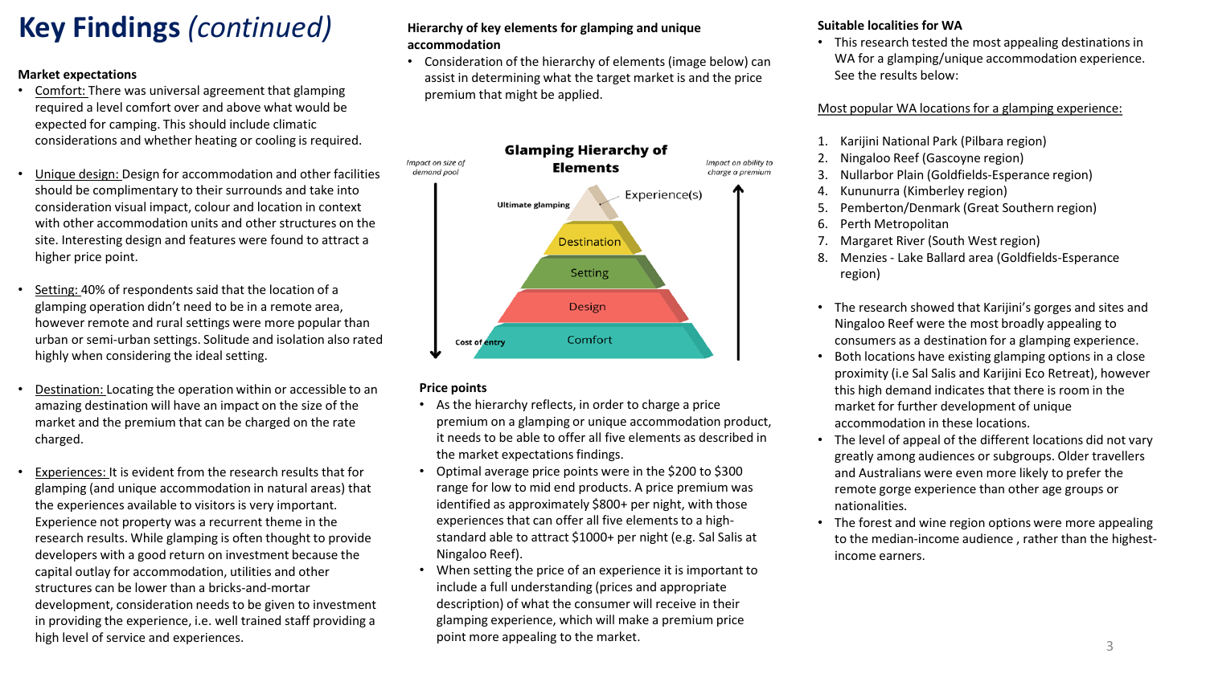# Key Findings *(continued)*

**Market expectations**

- Comfort: There was universal agreement that glamping required a level comfort over and above what would be expected for camping. This should include climatic considerations and whether heating or cooling is required.

- Unique design: Design for accommodation and other facilities should be complimentary to their surrounds and take into consideration visual impact, colour and location in context with other accommodation units and other structures on the site. Interesting design and features were found to attract a higher price point.

- Setting: 40% of respondents said that the location of a glamping operation didn't need to be in a remote area, however remote and rural settings were more popular than urban or semi-urban settings. Solitude and isolation also rated highly when considering the ideal setting.

- Destination: Locating the operation within or accessible to an amazing destination will have an impact on the size of the market and the premium that can be charged on the rate charged.

- Experiences: It is evident from the research results that for glamping (and unique accommodation in natural areas) that the experiences available to visitors is very important. Experience not property was a recurrent theme in the research results. While glamping is often thought to provide developers with a good return on investment because the capital outlay for accommodation, utilities and other structures can be lower than a bricks-and-mortar development, consideration needs to be given to investment in providing the experience, i.e. well trained staff providing a high level of service and experiences.

**Hierarchy of key elements for glamping and unique accommodation**

- Consideration of the hierarchy of elements (image below) can assist in determining what the target market is and the price premium that might be applied.

**Glamping Hierarchy of Elements**

*Impact on size of demand pool* (↓) — *Impact on ability to charge a premium* (↑)

- Experience(s) — Ultimate glamping
- Destination
- Setting
- Design
- Comfort — Cost of entry

**Price points**

- As the hierarchy reflects, in order to charge a price premium on a glamping or unique accommodation product, it needs to be able to offer all five elements as described in the market expectations findings.
- Optimal average price points were in the $200 to $300 range for low to mid end products. A price premium was identified as approximately $800+ per night, with those experiences that can offer all five elements to a high-standard able to attract $1000+ per night (e.g. Sal Salis at Ningaloo Reef).
- When setting the price of an experience it is important to include a full understanding (prices and appropriate description) of what the consumer will receive in their glamping experience, which will make a premium price point more appealing to the market.

**Suitable localities for WA**

- This research tested the most appealing destinations in WA for a glamping/unique accommodation experience. See the results below:

Most popular WA locations for a glamping experience:

1. Karijini National Park (Pilbara region)
2. Ningaloo Reef (Gascoyne region)
3. Nullarbor Plain (Goldfields-Esperance region)
4. Kununurra (Kimberley region)
5. Pemberton/Denmark (Great Southern region)
6. Perth Metropolitan
7. Margaret River (South West region)
8. Menzies - Lake Ballard area (Goldfields-Esperance region)

- The research showed that Karijini's gorges and sites and Ningaloo Reef were the most broadly appealing to consumers as a destination for a glamping experience.
- Both locations have existing glamping options in a close proximity (i.e Sal Salis and Karijini Eco Retreat), however this high demand indicates that there is room in the market for further development of unique accommodation in these locations.
- The level of appeal of the different locations did not vary greatly among audiences or subgroups. Older travellers and Australians were even more likely to prefer the remote gorge experience than other age groups or nationalities.
- The forest and wine region options were more appealing to the median-income audience , rather than the highest-income earners.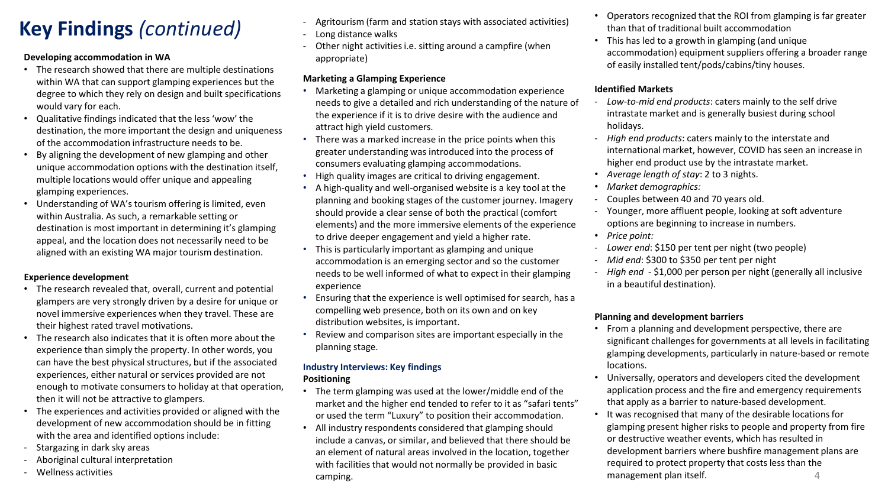# Key Findings *(continued)*

**Developing accommodation in WA**

- The research showed that there are multiple destinations within WA that can support glamping experiences but the degree to which they rely on design and built specifications would vary for each.
- Qualitative findings indicated that the less 'wow' the destination, the more important the design and uniqueness of the accommodation infrastructure needs to be.
- By aligning the development of new glamping and other unique accommodation options with the destination itself, multiple locations would offer unique and appealing glamping experiences.
- Understanding of WA's tourism offering is limited, even within Australia. As such, a remarkable setting or destination is most important in determining it's glamping appeal, and the location does not necessarily need to be aligned with an existing WA major tourism destination.

**Experience development**

- The research revealed that, overall, current and potential glampers are very strongly driven by a desire for unique or novel immersive experiences when they travel. These are their highest rated travel motivations.
- The research also indicates that it is often more about the experience than simply the property. In other words, you can have the best physical structures, but if the associated experiences, either natural or services provided are not enough to motivate consumers to holiday at that operation, then it will not be attractive to glampers.
- The experiences and activities provided or aligned with the development of new accommodation should be in fitting with the area and identified options include:
  - Stargazing in dark sky areas
  - Aboriginal cultural interpretation
  - Wellness activities
  - Agritourism (farm and station stays with associated activities)
  - Long distance walks
  - Other night activities i.e. sitting around a campfire (when appropriate)

**Marketing a Glamping Experience**

- Marketing a glamping or unique accommodation experience needs to give a detailed and rich understanding of the nature of the experience if it is to drive desire with the audience and attract high yield customers.
- There was a marked increase in the price points when this greater understanding was introduced into the process of consumers evaluating glamping accommodations.
- High quality images are critical to driving engagement.
- A high-quality and well-organised website is a key tool at the planning and booking stages of the customer journey. Imagery should provide a clear sense of both the practical (comfort elements) and the more immersive elements of the experience to drive deeper engagement and yield a higher rate.
- This is particularly important as glamping and unique accommodation is an emerging sector and so the customer needs to be well informed of what to expect in their glamping experience
- Ensuring that the experience is well optimised for search, has a compelling web presence, both on its own and on key distribution websites, is important.
- Review and comparison sites are important especially in the planning stage.

**Industry Interviews: Key findings**

**Positioning**

- The term glamping was used at the lower/middle end of the market and the higher end tended to refer to it as "safari tents" or used the term "Luxury" to position their accommodation.
- All industry respondents considered that glamping should include a canvas, or similar, and believed that there should be an element of natural areas involved in the location, together with facilities that would not normally be provided in basic camping.
- Operators recognized that the ROI from glamping is far greater than that of traditional built accommodation
- This has led to a growth in glamping (and unique accommodation) equipment suppliers offering a broader range of easily installed tent/pods/cabins/tiny houses.

**Identified Markets**

- *Low-to-mid end products*: caters mainly to the self drive intrastate market and is generally busiest during school holidays.
- *High end products*: caters mainly to the interstate and international market, however, COVID has seen an increase in higher end product use by the intrastate market.
- *Average length of stay*: 2 to 3 nights.
- *Market demographics:*
  - Couples between 40 and 70 years old.
  - Younger, more affluent people, looking at soft adventure options are beginning to increase in numbers.
- *Price point:*
  - *Lower end*: $150 per tent per night (two people)
  - *Mid end*: $300 to $350 per tent per night
  - *High end* - $1,000 per person per night (generally all inclusive in a beautiful destination).

**Planning and development barriers**

- From a planning and development perspective, there are significant challenges for governments at all levels in facilitating glamping developments, particularly in nature-based or remote locations.
- Universally, operators and developers cited the development application process and the fire and emergency requirements that apply as a barrier to nature-based development.
- It was recognised that many of the desirable locations for glamping present higher risks to people and property from fire or destructive weather events, which has resulted in development barriers where bushfire management plans are required to protect property that costs less than the management plan itself.